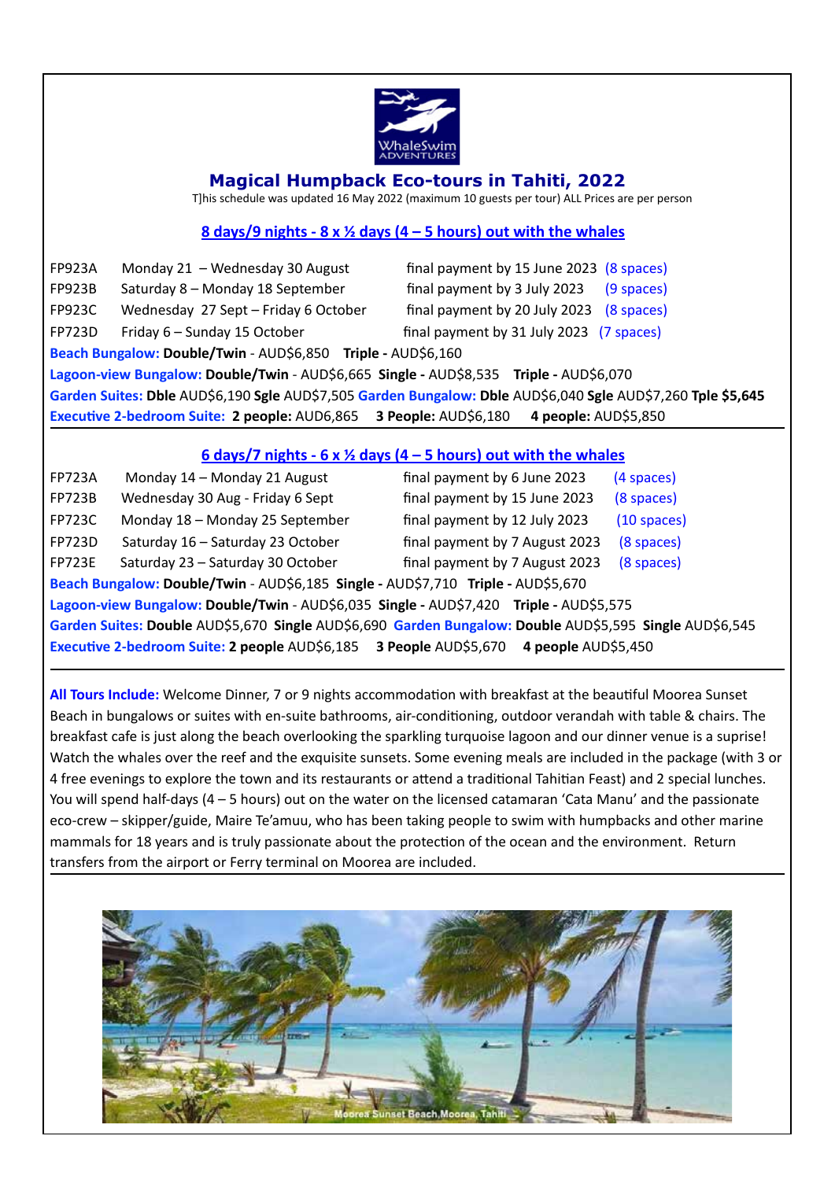WhaleSwim ADVENTURES

# Magical Humpback Eco-tours in Tahiti, 2022

T]his schedule was updated 16 May 2022 (maximum 10 guests per tour) ALL Prices are per person

## 8 days/9 nights - 8 x ½ days (4 – 5 hours) out with the whales

| | | | |
|---|---|---|---|
| FP923A | Monday 21 – Wednesday 30 August | final payment by 15 June 2023 | (8 spaces) |
| FP923B | Saturday 8 – Monday 18 September | final payment by 3 July 2023 | (9 spaces) |
| FP923C | Wednesday 27 Sept – Friday 6 October | final payment by 20 July 2023 | (8 spaces) |
| FP723D | Friday 6 – Sunday 15 October | final payment by 31 July 2023 | (7 spaces) |

**Beach Bungalow:** **Double/Twin** - AUD$6,850 **Triple -** AUD$6,160

**Lagoon-view Bungalow:** **Double/Twin** - AUD$6,665 **Single -** AUD$8,535 **Triple -** AUD$6,070

**Garden Suites:** **Dble** AUD$6,190 **Sgle** AUD$7,505 **Garden Bungalow:** **Dble** AUD$6,040 **Sgle** AUD$7,260 **Tple $5,645**

**Executive 2-bedroom Suite:** **2 people:** AUD6,865 **3 People:** AUD$6,180 **4 people:** AUD$5,850

## 6 days/7 nights - 6 x ½ days (4 – 5 hours) out with the whales

| | | | |
|---|---|---|---|
| FP723A | Monday 14 – Monday 21 August | final payment by 6 June 2023 | (4 spaces) |
| FP723B | Wednesday 30 Aug - Friday 6 Sept | final payment by 15 June 2023 | (8 spaces) |
| FP723C | Monday 18 – Monday 25 September | final payment by 12 July 2023 | (10 spaces) |
| FP723D | Saturday 16 – Saturday 23 October | final payment by 7 August 2023 | (8 spaces) |
| FP723E | Saturday 23 – Saturday 30 October | final payment by 7 August 2023 | (8 spaces) |

**Beach Bungalow:** **Double/Twin** - AUD$6,185 **Single -** AUD$7,710 **Triple -** AUD$5,670

**Lagoon-view Bungalow:** **Double/Twin** - AUD$6,035 **Single -** AUD$7,420 **Triple -** AUD$5,575

**Garden Suites:** **Double** AUD$5,670 **Single** AUD$6,690 **Garden Bungalow:** **Double** AUD$5,595 **Single** AUD$6,545

**Executive 2-bedroom Suite:** **2 people** AUD$6,185 **3 People** AUD$5,670 **4 people** AUD$5,450

**All Tours Include:** Welcome Dinner, 7 or 9 nights accommodation with breakfast at the beautiful Moorea Sunset Beach in bungalows or suites with en-suite bathrooms, air-conditioning, outdoor verandah with table & chairs. The breakfast cafe is just along the beach overlooking the sparkling turquoise lagoon and our dinner venue is a suprise! Watch the whales over the reef and the exquisite sunsets. Some evening meals are included in the package (with 3 or 4 free evenings to explore the town and its restaurants or attend a traditional Tahitian Feast) and 2 special lunches. You will spend half-days (4 – 5 hours) out on the water on the licensed catamaran 'Cata Manu' and the passionate eco-crew – skipper/guide, Maire Te'amau, who has been taking people to swim with humpbacks and other marine mammals for 18 years and is truly passionate about the protection of the ocean and the environment. Return transfers from the airport or Ferry terminal on Moorea are included.

Moorea Sunset Beach,Moorea, Tahiti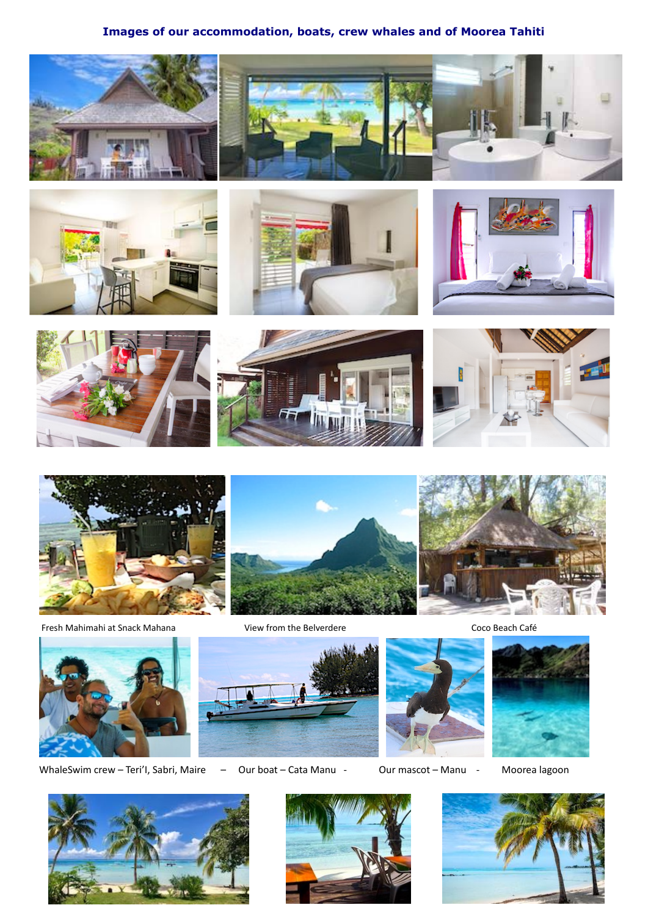### Images of our accommodation, boats, crew whales and of Moorea Tahiti

Fresh Mahimahi at Snack Mahana

View from the Belverdere

Coco Beach Café

WhaleSwim crew – Teri'I, Sabri, Maire – Our boat – Cata Manu - Our mascot – Manu - Moorea lagoon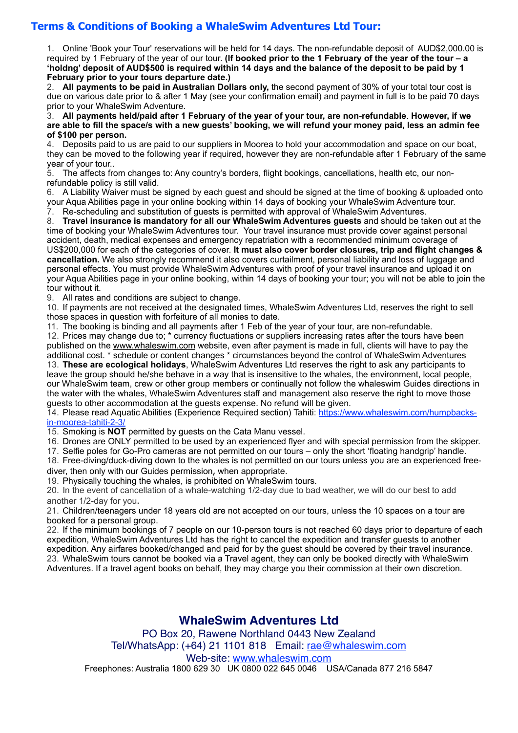## Terms & Conditions of Booking a WhaleSwim Adventures Ltd Tour:

1. Online 'Book your Tour' reservations will be held for 14 days. The non-refundable deposit of AUD$2,000.00 is required by 1 February of the year of our tour. **(If booked prior to the 1 February of the year of the tour – a 'holdng' deposit of AUD$500 is required within 14 days and the balance of the deposit to be paid by 1 February prior to your tours departure date.)**
2. **All payments to be paid in Australian Dollars only,** the second payment of 30% of your total tour cost is due on various date prior to & after 1 May (see your confirmation email) and payment in full is to be paid 70 days prior to your WhaleSwim Adventure.
3. **All payments held/paid after 1 February of the year of your tour, are non-refundable**. **However, if we are able to fill the space/s with a new guests' booking, we will refund your money paid, less an admin fee of $100 per person.**
4. Deposits paid to us are paid to our suppliers in Moorea to hold your accommodation and space on our boat, they can be moved to the following year if required, however they are non-refundable after 1 February of the same year of your tour..
5. The affects from changes to: Any country's borders, flight bookings, cancellations, health etc, our non-refundable policy is still valid.
6. A Liability Waiver must be signed by each guest and should be signed at the time of booking & uploaded onto your Aqua Abilities page in your online booking within 14 days of booking your WhaleSwim Adventure tour.
7. Re-scheduling and substitution of guests is permitted with approval of WhaleSwim Adventures.
8. **Travel insurance is mandatory for all our WhaleSwim Adventures guests** and should be taken out at the time of booking your WhaleSwim Adventures tour. Your travel insurance must provide cover against personal accident, death, medical expenses and emergency repatriation with a recommended minimum coverage of US$200,000 for each of the categories of cover. **It must also cover border closures, trip and flight changes & cancellation.** We also strongly recommend it also covers curtailment, personal liability and loss of luggage and personal effects. You must provide WhaleSwim Adventures with proof of your travel insurance and upload it on your Aqua Abilities page in your online booking, within 14 days of booking your tour; you will not be able to join the tour without it.
9. All rates and conditions are subject to change.
10. If payments are not received at the designated times, WhaleSwim Adventures Ltd, reserves the right to sell those spaces in question with forfeiture of all monies to date.
11. The booking is binding and all payments after 1 Feb of the year of your tour, are non-refundable.
12. Prices may change due to; * currency fluctuations or suppliers increasing rates after the tours have been published on the www.whaleswim.com website, even after payment is made in full, clients will have to pay the additional cost. * schedule or content changes * circumstances beyond the control of WhaleSwim Adventures
13. **These are ecological holidays**, WhaleSwim Adventures Ltd reserves the right to ask any participants to leave the group should he/she behave in a way that is insensitive to the whales, the environment, local people, our WhaleSwim team, crew or other group members or continually not follow the whaleswim Guides directions in the water with the whales, WhaleSwim Adventures staff and management also reserve the right to move those guests to other accommodation at the guests expense. No refund will be given.
14. Please read Aquatic Abilities (Experience Required section) Tahiti: https://www.whaleswim.com/humpbacks-in-moorea-tahiti-2-3/
15. Smoking is **NOT** permitted by guests on the Cata Manu vessel.
16. Drones are ONLY permitted to be used by an experienced flyer and with special permission from the skipper.
17. Selfie poles for Go-Pro cameras are not permitted on our tours – only the short 'floating handgrip' handle.
18. Free-diving/duck-diving down to the whales is not permitted on our tours unless you are an experienced free-diver, then only with our Guides permission, when appropriate.
19. Physically touching the whales, is prohibited on WhaleSwim tours.
20. In the event of cancellation of a whale-watching 1/2-day due to bad weather, we will do our best to add another 1/2-day for you.
21. Children/teenagers under 18 years old are not accepted on our tours, unless the 10 spaces on a tour are booked for a personal group.
22. If the minimum bookings of 7 people on our 10-person tours is not reached 60 days prior to departure of each expedition, WhaleSwim Adventures Ltd has the right to cancel the expedition and transfer guests to another expedition. Any airfares booked/changed and paid for by the guest should be covered by their travel insurance.
23. WhaleSwim tours cannot be booked via a Travel agent, they can only be booked directly with WhaleSwim Adventures. If a travel agent books on behalf, they may charge you their commission at their own discretion.

**WhaleSwim Adventures Ltd**

PO Box 20, Rawene Northland 0443 New Zealand

Tel/WhatsApp: (+64) 21 1101 818 Email: rae@whaleswim.com

Web-site: www.whaleswim.com

Freephones: Australia 1800 629 30 UK 0800 022 645 0046 USA/Canada 877 216 5847